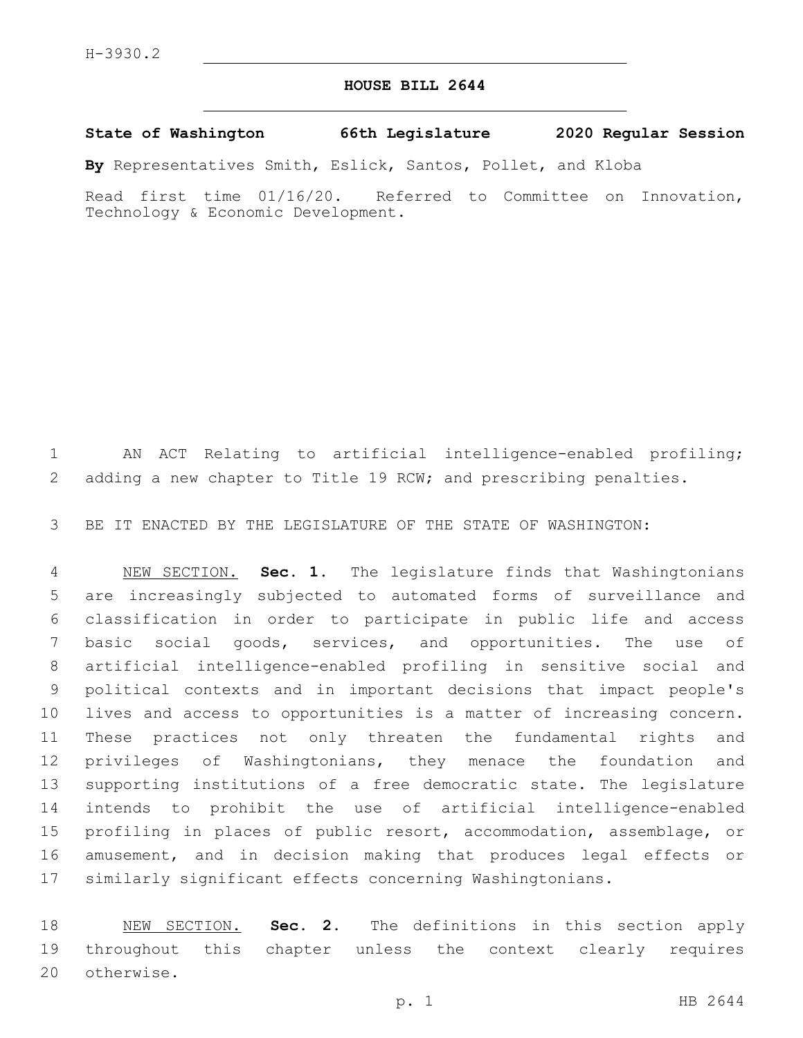H-3930.2

# HOUSE BILL 2644

**State of Washington 66th Legislature 2020 Regular Session**

**By** Representatives Smith, Eslick, Santos, Pollet, and Kloba

Read first time 01/16/20. Referred to Committee on Innovation, Technology & Economic Development.

AN ACT Relating to artificial intelligence-enabled profiling; adding a new chapter to Title 19 RCW; and prescribing penalties.

BE IT ENACTED BY THE LEGISLATURE OF THE STATE OF WASHINGTON:

NEW SECTION. **Sec. 1.** The legislature finds that Washingtonians are increasingly subjected to automated forms of surveillance and classification in order to participate in public life and access basic social goods, services, and opportunities. The use of artificial intelligence-enabled profiling in sensitive social and political contexts and in important decisions that impact people's lives and access to opportunities is a matter of increasing concern. These practices not only threaten the fundamental rights and privileges of Washingtonians, they menace the foundation and supporting institutions of a free democratic state. The legislature intends to prohibit the use of artificial intelligence-enabled profiling in places of public resort, accommodation, assemblage, or amusement, and in decision making that produces legal effects or similarly significant effects concerning Washingtonians.

NEW SECTION. **Sec. 2.** The definitions in this section apply throughout this chapter unless the context clearly requires otherwise.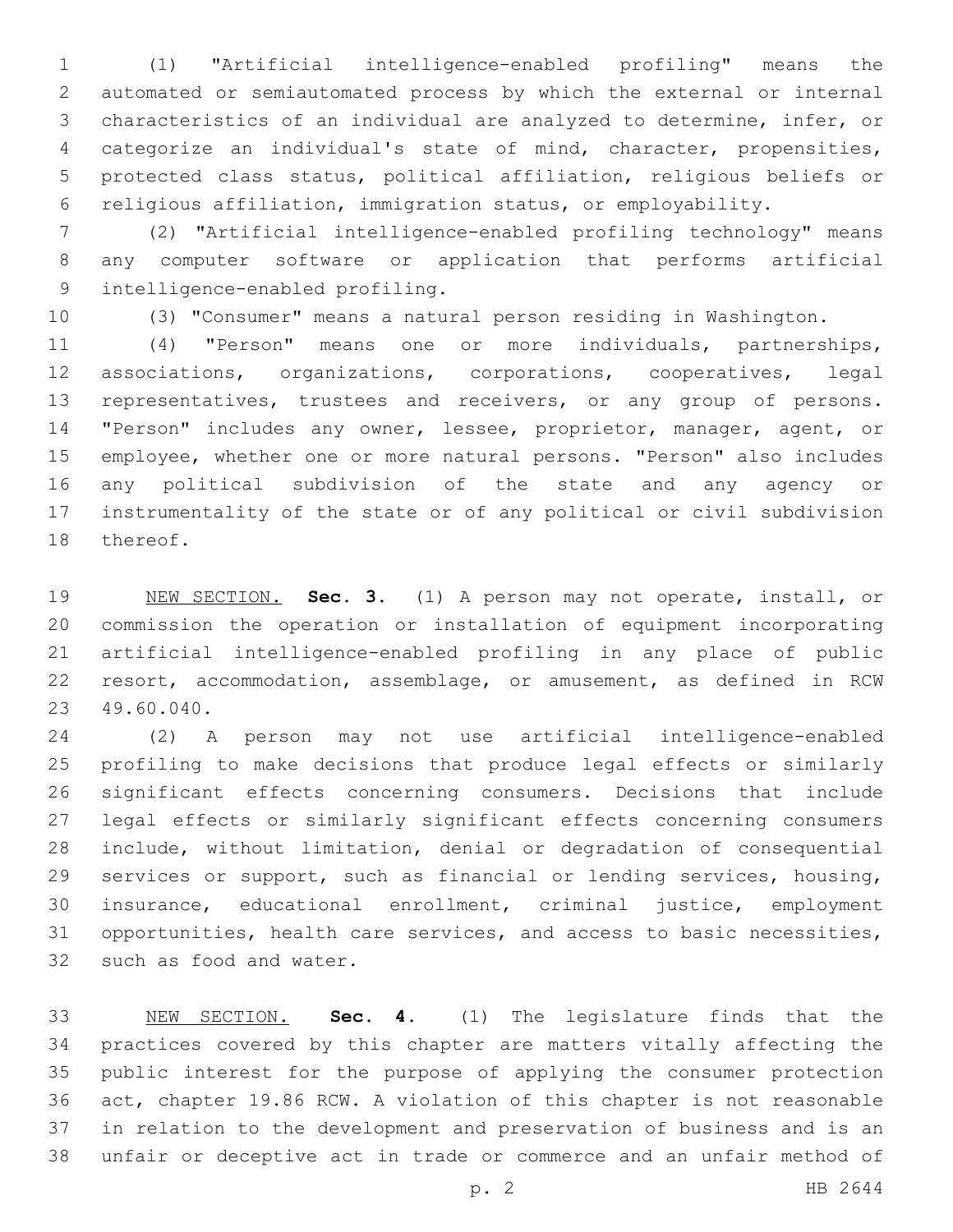(1) "Artificial intelligence-enabled profiling" means the automated or semiautomated process by which the external or internal characteristics of an individual are analyzed to determine, infer, or categorize an individual's state of mind, character, propensities, protected class status, political affiliation, religious beliefs or religious affiliation, immigration status, or employability.

(2) "Artificial intelligence-enabled profiling technology" means any computer software or application that performs artificial intelligence-enabled profiling.

(3) "Consumer" means a natural person residing in Washington.

(4) "Person" means one or more individuals, partnerships, associations, organizations, corporations, cooperatives, legal representatives, trustees and receivers, or any group of persons. "Person" includes any owner, lessee, proprietor, manager, agent, or employee, whether one or more natural persons. "Person" also includes any political subdivision of the state and any agency or instrumentality of the state or of any political or civil subdivision thereof.

NEW SECTION. **Sec. 3.** (1) A person may not operate, install, or commission the operation or installation of equipment incorporating artificial intelligence-enabled profiling in any place of public resort, accommodation, assemblage, or amusement, as defined in RCW 49.60.040.

(2) A person may not use artificial intelligence-enabled profiling to make decisions that produce legal effects or similarly significant effects concerning consumers. Decisions that include legal effects or similarly significant effects concerning consumers include, without limitation, denial or degradation of consequential services or support, such as financial or lending services, housing, insurance, educational enrollment, criminal justice, employment opportunities, health care services, and access to basic necessities, such as food and water.

NEW SECTION. **Sec. 4.** (1) The legislature finds that the practices covered by this chapter are matters vitally affecting the public interest for the purpose of applying the consumer protection act, chapter 19.86 RCW. A violation of this chapter is not reasonable in relation to the development and preservation of business and is an unfair or deceptive act in trade or commerce and an unfair method of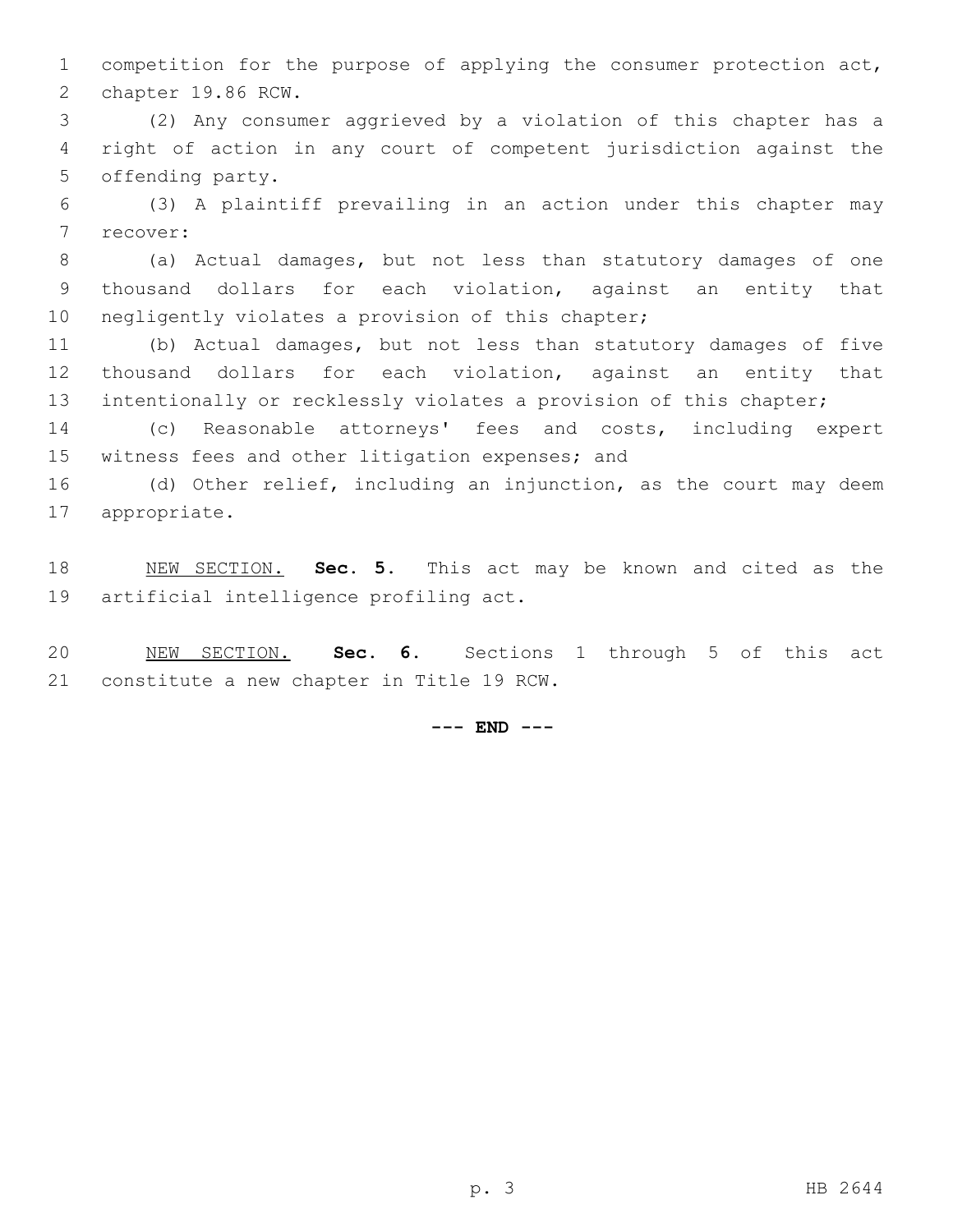competition for the purpose of applying the consumer protection act, chapter 19.86 RCW.

(2) Any consumer aggrieved by a violation of this chapter has a right of action in any court of competent jurisdiction against the offending party.

(3) A plaintiff prevailing in an action under this chapter may recover:

(a) Actual damages, but not less than statutory damages of one thousand dollars for each violation, against an entity that negligently violates a provision of this chapter;

(b) Actual damages, but not less than statutory damages of five thousand dollars for each violation, against an entity that intentionally or recklessly violates a provision of this chapter;

(c) Reasonable attorneys' fees and costs, including expert witness fees and other litigation expenses; and

(d) Other relief, including an injunction, as the court may deem appropriate.

NEW SECTION. **Sec. 5.** This act may be known and cited as the artificial intelligence profiling act.

NEW SECTION. **Sec. 6.** Sections 1 through 5 of this act constitute a new chapter in Title 19 RCW.

**--- END ---**